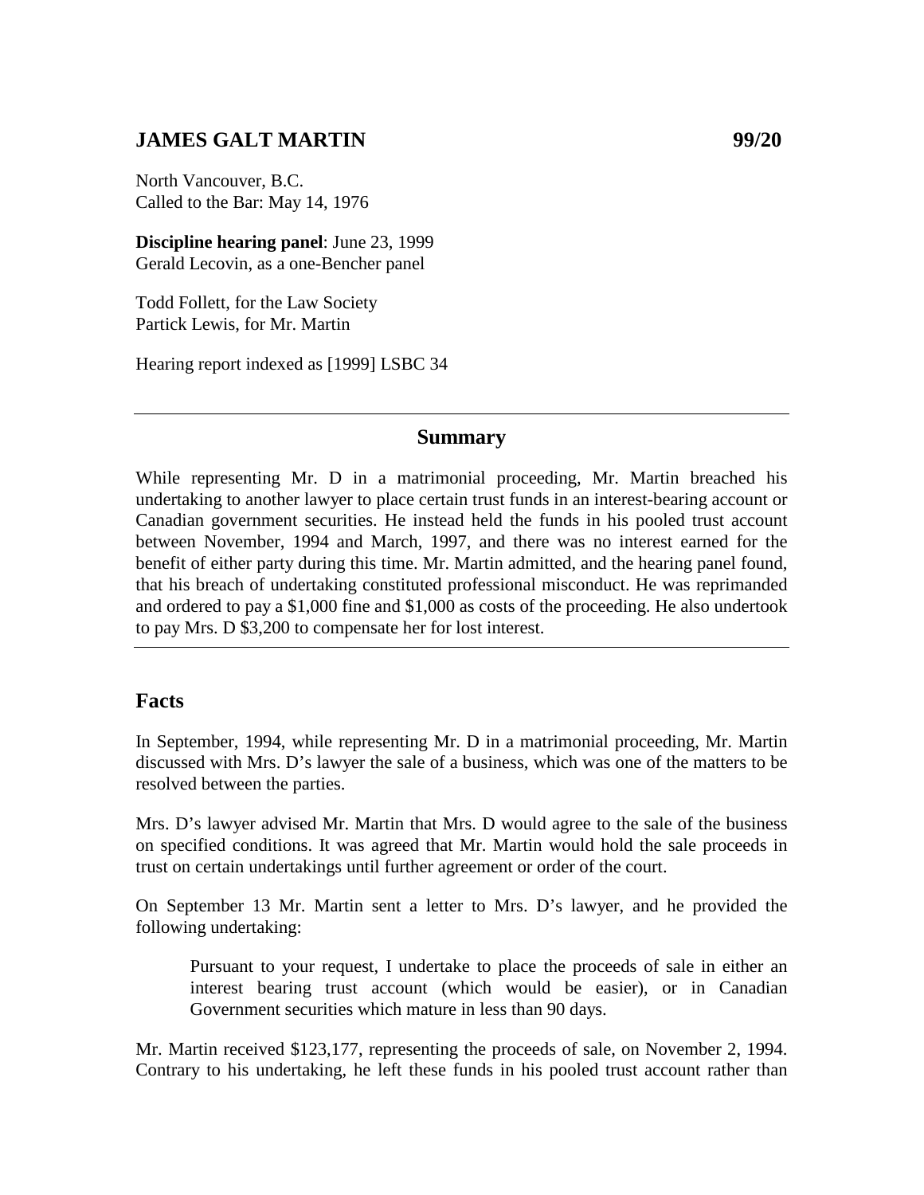## JAMES GALT MARTIN **99/20**

North Vancouver, B.C.
Called to the Bar: May 14, 1976

**Discipline hearing panel**: June 23, 1999
Gerald Lecovin, as a one-Bencher panel

Todd Follett, for the Law Society
Partick Lewis, for Mr. Martin

Hearing report indexed as [1999] LSBC 34

---

### Summary

While representing Mr. D in a matrimonial proceeding, Mr. Martin breached his undertaking to another lawyer to place certain trust funds in an interest-bearing account or Canadian government securities. He instead held the funds in his pooled trust account between November, 1994 and March, 1997, and there was no interest earned for the benefit of either party during this time. Mr. Martin admitted, and the hearing panel found, that his breach of undertaking constituted professional misconduct. He was reprimanded and ordered to pay a $1,000 fine and $1,000 as costs of the proceeding. He also undertook to pay Mrs. D $3,200 to compensate her for lost interest.

---

## Facts

In September, 1994, while representing Mr. D in a matrimonial proceeding, Mr. Martin discussed with Mrs. D's lawyer the sale of a business, which was one of the matters to be resolved between the parties.

Mrs. D's lawyer advised Mr. Martin that Mrs. D would agree to the sale of the business on specified conditions. It was agreed that Mr. Martin would hold the sale proceeds in trust on certain undertakings until further agreement or order of the court.

On September 13 Mr. Martin sent a letter to Mrs. D's lawyer, and he provided the following undertaking:

> Pursuant to your request, I undertake to place the proceeds of sale in either an interest bearing trust account (which would be easier), or in Canadian Government securities which mature in less than 90 days.

Mr. Martin received $123,177, representing the proceeds of sale, on November 2, 1994. Contrary to his undertaking, he left these funds in his pooled trust account rather than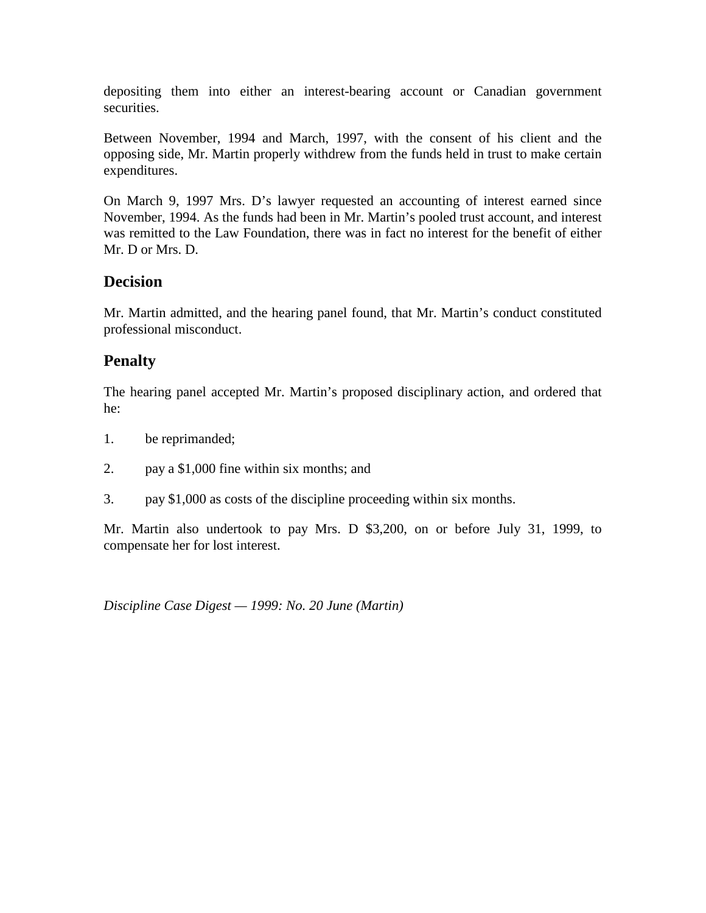depositing them into either an interest-bearing account or Canadian government securities.

Between November, 1994 and March, 1997, with the consent of his client and the opposing side, Mr. Martin properly withdrew from the funds held in trust to make certain expenditures.

On March 9, 1997 Mrs. D's lawyer requested an accounting of interest earned since November, 1994. As the funds had been in Mr. Martin's pooled trust account, and interest was remitted to the Law Foundation, there was in fact no interest for the benefit of either Mr. D or Mrs. D.

## Decision

Mr. Martin admitted, and the hearing panel found, that Mr. Martin's conduct constituted professional misconduct.

## Penalty

The hearing panel accepted Mr. Martin's proposed disciplinary action, and ordered that he:

1. be reprimanded;
2. pay a $1,000 fine within six months; and
3. pay $1,000 as costs of the discipline proceeding within six months.

Mr. Martin also undertook to pay Mrs. D $3,200, on or before July 31, 1999, to compensate her for lost interest.

*Discipline Case Digest — 1999: No. 20 June (Martin)*